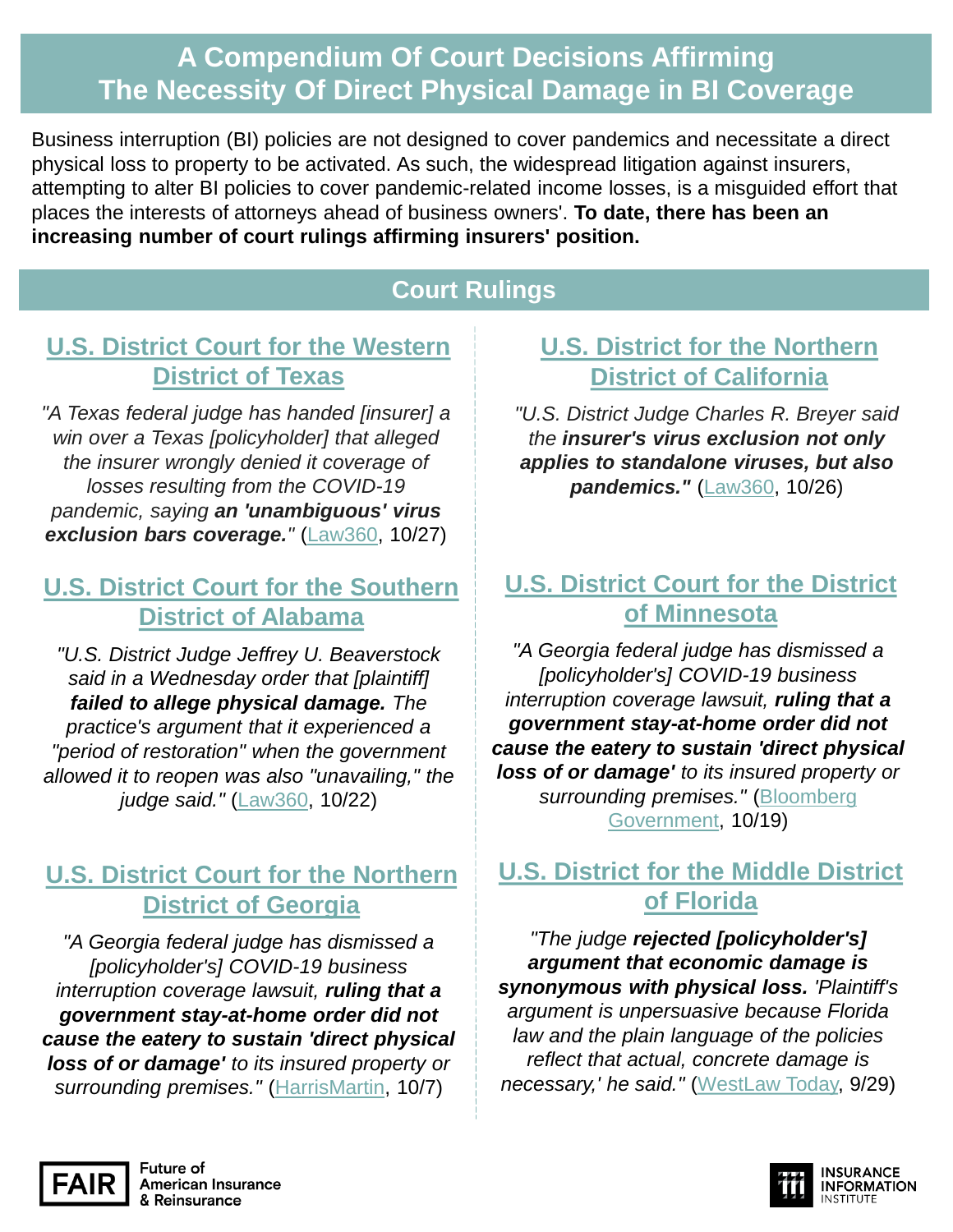# A Compendium Of Court Decisions Affirming The Necessity Of Direct Physical Damage in BI Coverage

Business interruption (BI) policies are not designed to cover pandemics and necessitate a direct physical loss to property to be activated. As such, the widespread litigation against insurers, attempting to alter BI policies to cover pandemic-related income losses, is a misguided effort that places the interests of attorneys ahead of business owners'. **To date, there has been an increasing number of court rulings affirming insurers' position.**

## Court Rulings

### U.S. District Court for the Western District of Texas

*"A Texas federal judge has handed [insurer] a win over a Texas [policyholder] that alleged the insurer wrongly denied it coverage of losses resulting from the COVID-19 pandemic, saying **an 'unambiguous' virus exclusion bars coverage.**"* (Law360, 10/27)

### U.S. District Court for the Southern District of Alabama

*"U.S. District Judge Jeffrey U. Beaverstock said in a Wednesday order that [plaintiff] **failed to allege physical damage.** The practice's argument that it experienced a "period of restoration" when the government allowed it to reopen was also "unavailing," the judge said."* (Law360, 10/22)

### U.S. District Court for the Northern District of Georgia

*"A Georgia federal judge has dismissed a [policyholder's] COVID-19 business interruption coverage lawsuit, **ruling that a government stay-at-home order did not cause the eatery to sustain 'direct physical loss of or damage'** to its insured property or surrounding premises."* (HarrisMartin, 10/7)

### U.S. District for the Northern District of California

*"U.S. District Judge Charles R. Breyer said the **insurer's virus exclusion not only applies to standalone viruses, but also pandemics."*** (Law360, 10/26)

### U.S. District Court for the District of Minnesota

*"A Georgia federal judge has dismissed a [policyholder's] COVID-19 business interruption coverage lawsuit, **ruling that a government stay-at-home order did not cause the eatery to sustain 'direct physical loss of or damage'** to its insured property or surrounding premises."* (Bloomberg Government, 10/19)

### U.S. District for the Middle District of Florida

*"The judge **rejected [policyholder's] argument that economic damage is synonymous with physical loss.** 'Plaintiff's argument is unpersuasive because Florida law and the plain language of the policies reflect that actual, concrete damage is necessary,' he said."* (WestLaw Today, 9/29)

FAIR Future of American Insurance & Reinsurance

Insurance Information Institute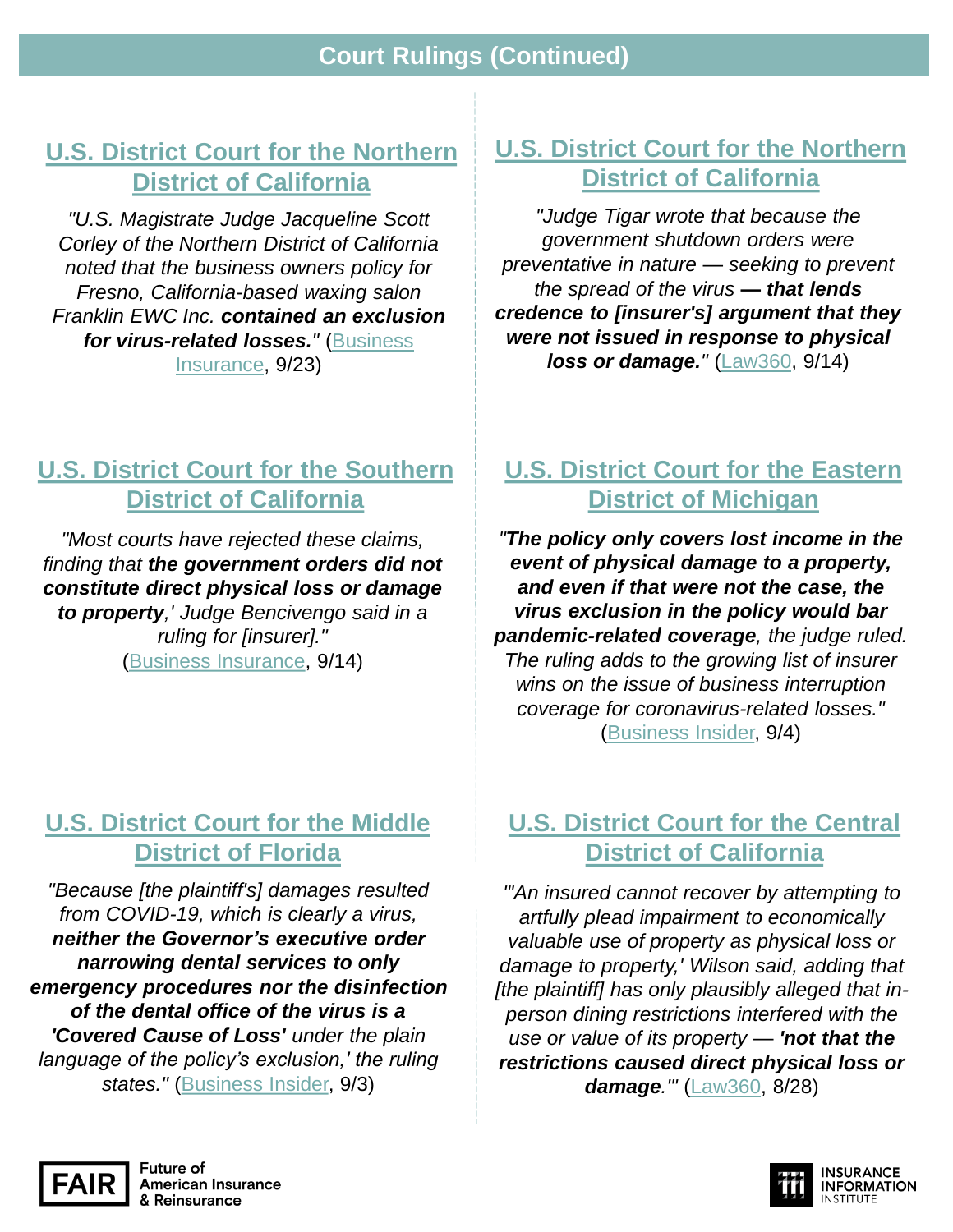## Court Rulings (Continued)

### [U.S. District Court for the Northern District of California]

*"U.S. Magistrate Judge Jacqueline Scott Corley of the Northern District of California noted that the business owners policy for Fresno, California-based waxing salon Franklin EWC Inc.* ***contained an exclusion for virus-related losses.****"* (Business Insurance, 9/23)

### [U.S. District Court for the Northern District of California]

*"Judge Tigar wrote that because the government shutdown orders were preventative in nature — seeking to prevent the spread of the virus* ***— that lends credence to [insurer's] argument that they were not issued in response to physical loss or damage.****"* (Law360, 9/14)

### [U.S. District Court for the Southern District of California]

*"Most courts have rejected these claims, finding that* ***the government orders did not constitute direct physical loss or damage to property****,' Judge Bencivengo said in a ruling for [insurer]."* (Business Insurance, 9/14)

### [U.S. District Court for the Eastern District of Michigan]

*"****The policy only covers lost income in the event of physical damage to a property, and even if that were not the case, the virus exclusion in the policy would bar pandemic-related coverage****, the judge ruled. The ruling adds to the growing list of insurer wins on the issue of business interruption coverage for coronavirus-related losses."* (Business Insider, 9/4)

### [U.S. District Court for the Middle District of Florida]

*"Because [the plaintiff's] damages resulted from COVID-19, which is clearly a virus,* ***neither the Governor's executive order narrowing dental services to only emergency procedures nor the disinfection of the dental office of the virus is a 'Covered Cause of Loss'*** *under the plain language of the policy's exclusion,' the ruling states."* (Business Insider, 9/3)

### [U.S. District Court for the Central District of California]

*"'An insured cannot recover by attempting to artfully plead impairment to economically valuable use of property as physical loss or damage to property,' Wilson said, adding that [the plaintiff] has only plausibly alleged that in-person dining restrictions interfered with the use or value of its property —* ***'not that the restrictions caused direct physical loss or damage****.'"* (Law360, 8/28)

FAIR Future of American Insurance & Reinsurance

Insurance Information Institute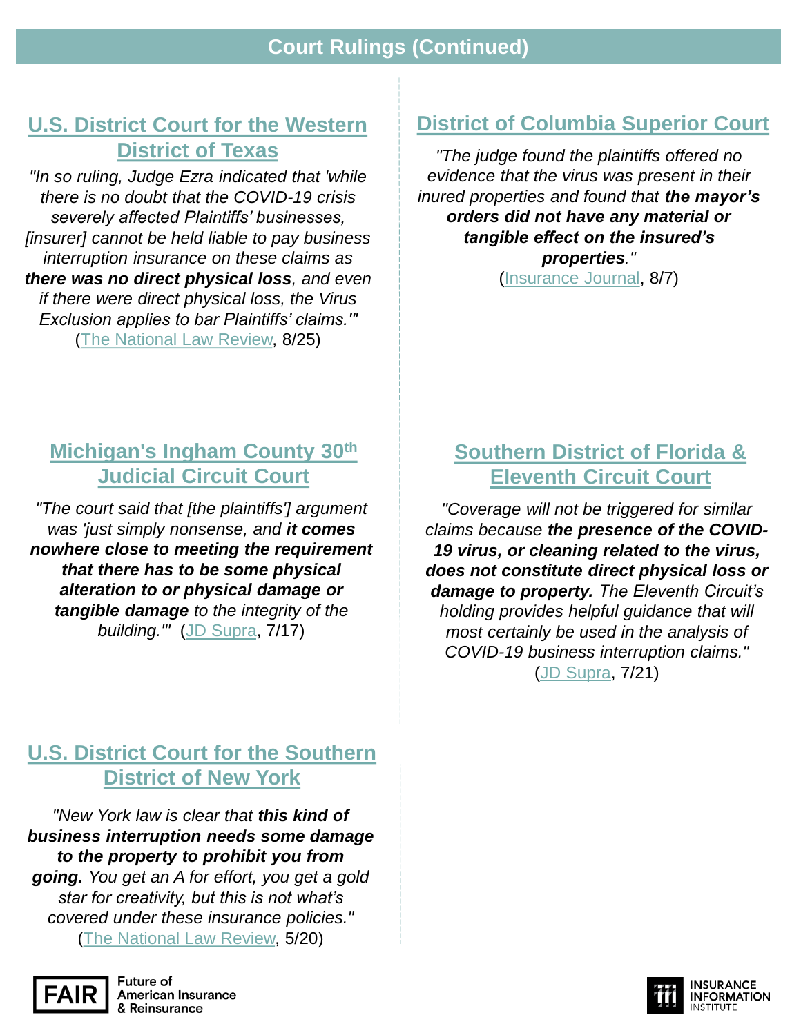## Court Rulings (Continued)

### U.S. District Court for the Western District of Texas

*"In so ruling, Judge Ezra indicated that 'while there is no doubt that the COVID-19 crisis severely affected Plaintiffs' businesses, [insurer] cannot be held liable to pay business interruption insurance on these claims as* ***there was no direct physical loss****, and even if there were direct physical loss, the Virus Exclusion applies to bar Plaintiffs' claims.'"* (The National Law Review, 8/25)

### Michigan's Ingham County 30th Judicial Circuit Court

*"The court said that [the plaintiffs'] argument was 'just simply nonsense, and* ***it comes nowhere close to meeting the requirement that there has to be some physical alteration to or physical damage or tangible damage*** *to the integrity of the building.'"* (JD Supra, 7/17)

### U.S. District Court for the Southern District of New York

*"New York law is clear that* ***this kind of business interruption needs some damage to the property to prohibit you from going.*** *You get an A for effort, you get a gold star for creativity, but this is not what's covered under these insurance policies."* (The National Law Review, 5/20)

### District of Columbia Superior Court

*"The judge found the plaintiffs offered no evidence that the virus was present in their inured properties and found that* ***the mayor's orders did not have any material or tangible effect on the insured's properties****."* (Insurance Journal, 8/7)

### Southern District of Florida & Eleventh Circuit Court

*"Coverage will not be triggered for similar claims because* ***the presence of the COVID-19 virus, or cleaning related to the virus, does not constitute direct physical loss or damage to property.*** *The Eleventh Circuit's holding provides helpful guidance that will most certainly be used in the analysis of COVID-19 business interruption claims."* (JD Supra, 7/21)

FAIR Future of American Insurance & Reinsurance

Insurance Information Institute